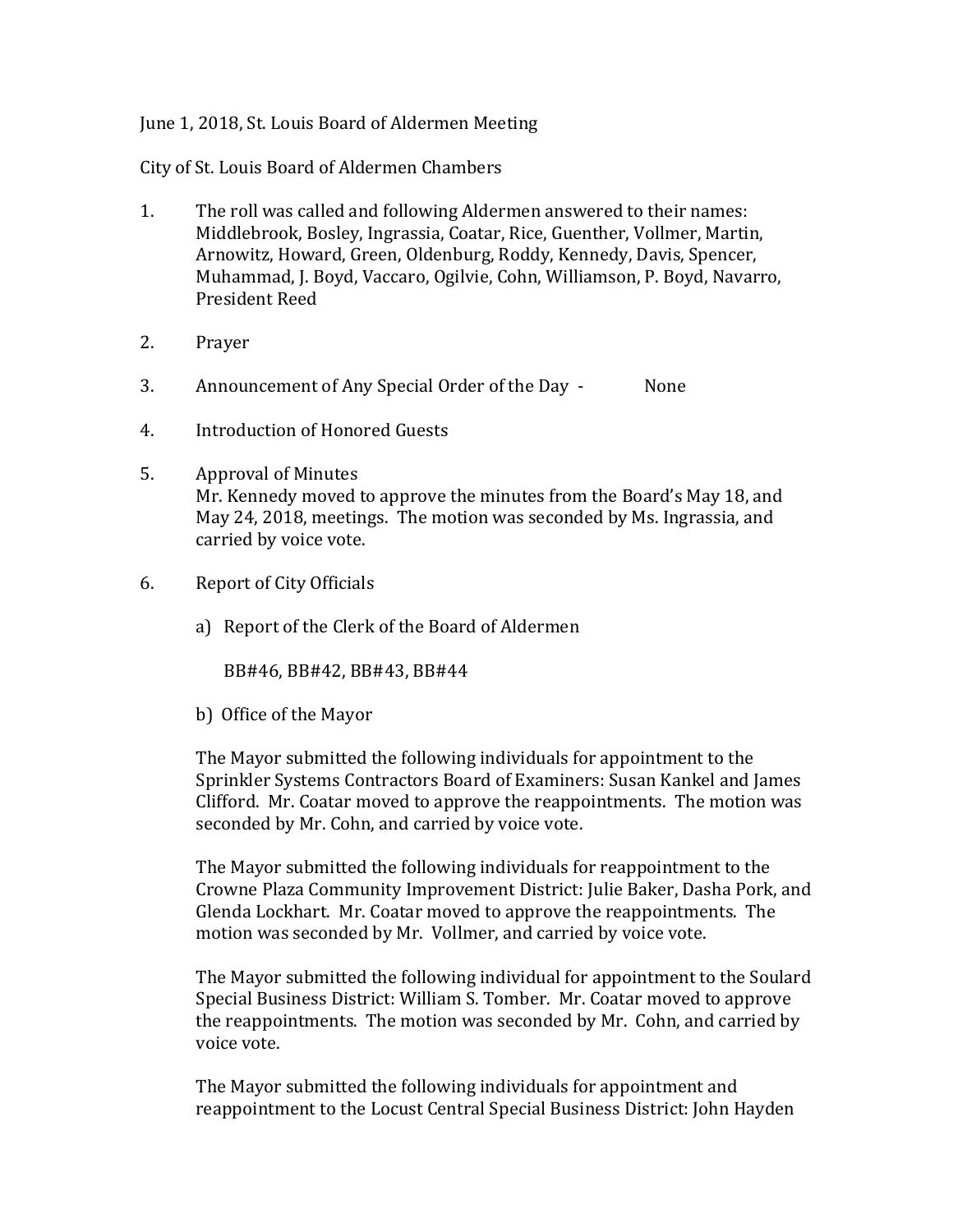June 1, 2018, St. Louis Board of Aldermen Meeting

City of St. Louis Board of Aldermen Chambers

1. The roll was called and following Aldermen answered to their names: Middlebrook, Bosley, Ingrassia, Coatar, Rice, Guenther, Vollmer, Martin, Arnowitz, Howard, Green, Oldenburg, Roddy, Kennedy, Davis, Spencer, Muhammad, J. Boyd, Vaccaro, Ogilvie, Cohn, Williamson, P. Boyd, Navarro, President Reed

2. Prayer

3. Announcement of Any Special Order of the Day - None

4. Introduction of Honored Guests

5. Approval of Minutes
   Mr. Kennedy moved to approve the minutes from the Board's May 18, and May 24, 2018, meetings. The motion was seconded by Ms. Ingrassia, and carried by voice vote.

6. Report of City Officials

   a) Report of the Clerk of the Board of Aldermen

      BB#46, BB#42, BB#43, BB#44

   b) Office of the Mayor

   The Mayor submitted the following individuals for appointment to the Sprinkler Systems Contractors Board of Examiners: Susan Kankel and James Clifford. Mr. Coatar moved to approve the reappointments. The motion was seconded by Mr. Cohn, and carried by voice vote.

   The Mayor submitted the following individuals for reappointment to the Crowne Plaza Community Improvement District: Julie Baker, Dasha Pork, and Glenda Lockhart. Mr. Coatar moved to approve the reappointments. The motion was seconded by Mr. Vollmer, and carried by voice vote.

   The Mayor submitted the following individual for appointment to the Soulard Special Business District: William S. Tomber. Mr. Coatar moved to approve the reappointments. The motion was seconded by Mr. Cohn, and carried by voice vote.

   The Mayor submitted the following individuals for appointment and reappointment to the Locust Central Special Business District: John Hayden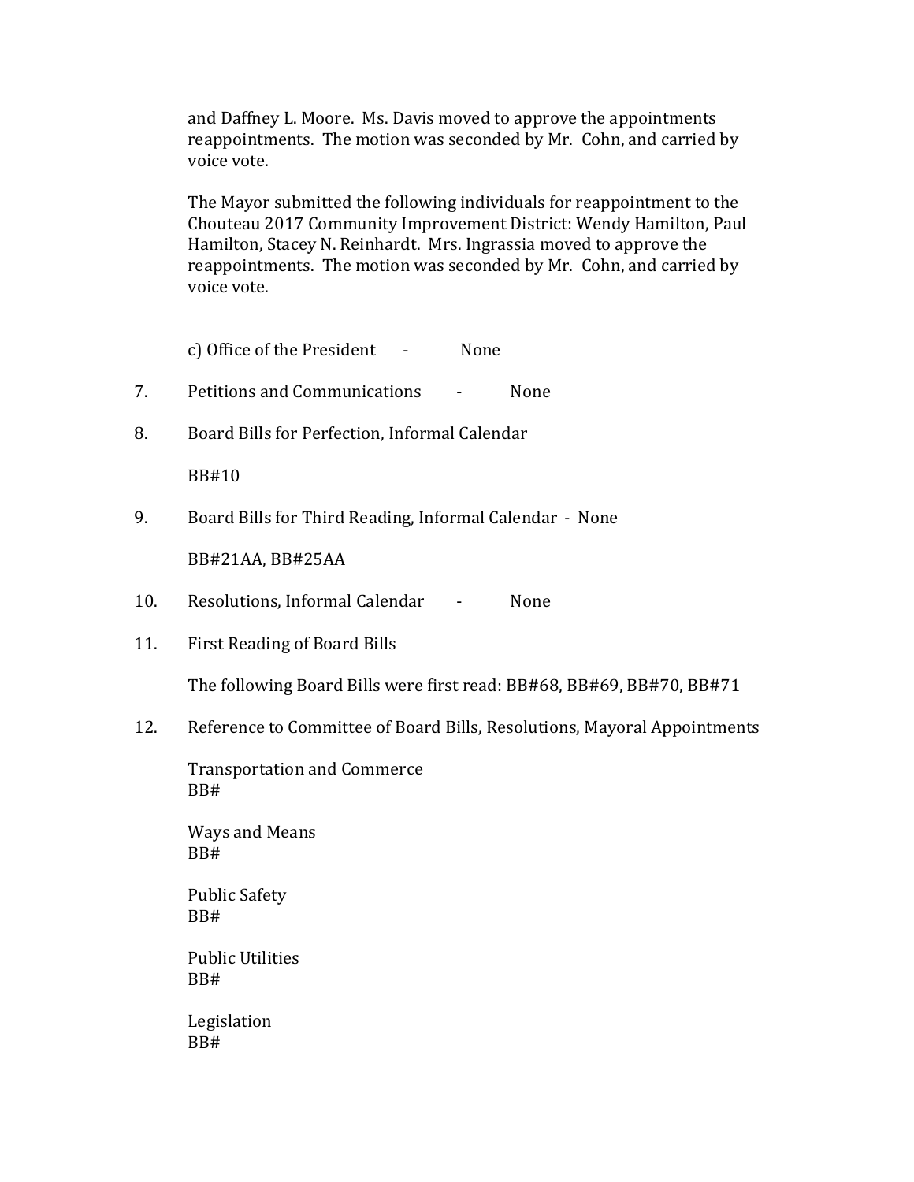and Daffney L. Moore. Ms. Davis moved to approve the appointments reappointments. The motion was seconded by Mr. Cohn, and carried by voice vote.

The Mayor submitted the following individuals for reappointment to the Chouteau 2017 Community Improvement District: Wendy Hamilton, Paul Hamilton, Stacey N. Reinhardt. Mrs. Ingrassia moved to approve the reappointments. The motion was seconded by Mr. Cohn, and carried by voice vote.

c) Office of the President - None

7. Petitions and Communications - None

8. Board Bills for Perfection, Informal Calendar

   BB#10

9. Board Bills for Third Reading, Informal Calendar - None

   BB#21AA, BB#25AA

10. Resolutions, Informal Calendar - None

11. First Reading of Board Bills

    The following Board Bills were first read: BB#68, BB#69, BB#70, BB#71

12. Reference to Committee of Board Bills, Resolutions, Mayoral Appointments

    Transportation and Commerce
    BB#

    Ways and Means
    BB#

    Public Safety
    BB#

    Public Utilities
    BB#

    Legislation
    BB#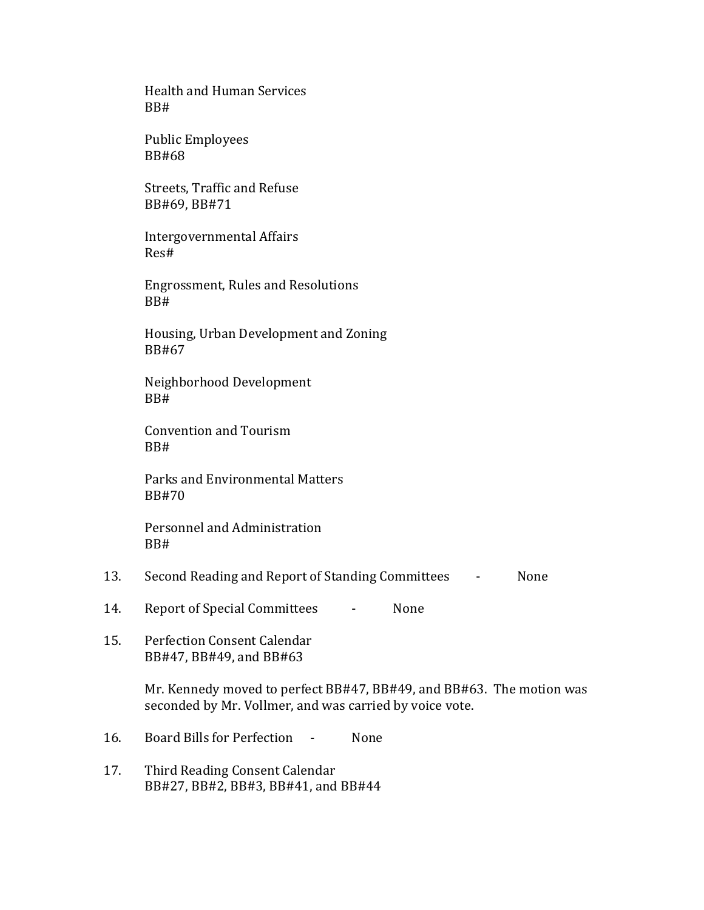Health and Human Services
BB#

Public Employees
BB#68

Streets, Traffic and Refuse
BB#69, BB#71

Intergovernmental Affairs
Res#

Engrossment, Rules and Resolutions
BB#

Housing, Urban Development and Zoning
BB#67

Neighborhood Development
BB#

Convention and Tourism
BB#

Parks and Environmental Matters
BB#70

Personnel and Administration
BB#

13. Second Reading and Report of Standing Committees - None

14. Report of Special Committees - None

15. Perfection Consent Calendar
    BB#47, BB#49, and BB#63

    Mr. Kennedy moved to perfect BB#47, BB#49, and BB#63. The motion was seconded by Mr. Vollmer, and was carried by voice vote.

16. Board Bills for Perfection - None

17. Third Reading Consent Calendar
    BB#27, BB#2, BB#3, BB#41, and BB#44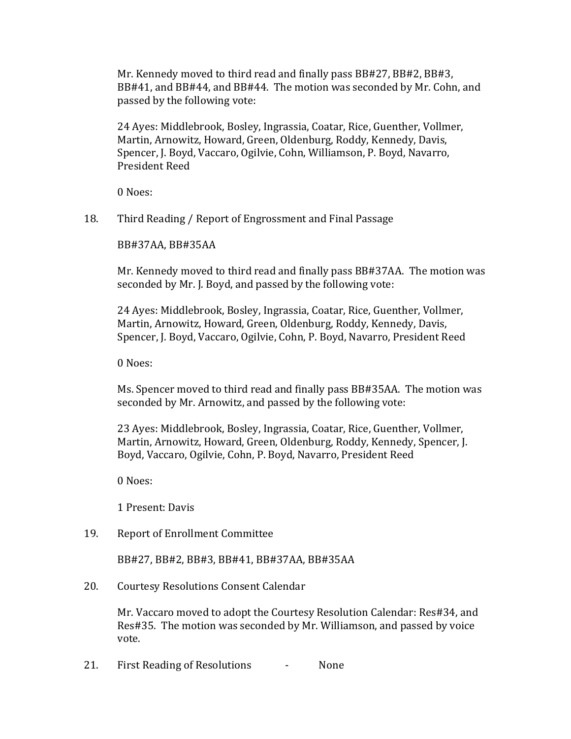Mr. Kennedy moved to third read and finally pass BB#27, BB#2, BB#3, BB#41, and BB#44, and BB#44. The motion was seconded by Mr. Cohn, and passed by the following vote:

24 Ayes: Middlebrook, Bosley, Ingrassia, Coatar, Rice, Guenther, Vollmer, Martin, Arnowitz, Howard, Green, Oldenburg, Roddy, Kennedy, Davis, Spencer, J. Boyd, Vaccaro, Ogilvie, Cohn, Williamson, P. Boyd, Navarro, President Reed

0 Noes:

18. Third Reading / Report of Engrossment and Final Passage

    BB#37AA, BB#35AA

    Mr. Kennedy moved to third read and finally pass BB#37AA. The motion was seconded by Mr. J. Boyd, and passed by the following vote:

    24 Ayes: Middlebrook, Bosley, Ingrassia, Coatar, Rice, Guenther, Vollmer, Martin, Arnowitz, Howard, Green, Oldenburg, Roddy, Kennedy, Davis, Spencer, J. Boyd, Vaccaro, Ogilvie, Cohn, P. Boyd, Navarro, President Reed

    0 Noes:

    Ms. Spencer moved to third read and finally pass BB#35AA. The motion was seconded by Mr. Arnowitz, and passed by the following vote:

    23 Ayes: Middlebrook, Bosley, Ingrassia, Coatar, Rice, Guenther, Vollmer, Martin, Arnowitz, Howard, Green, Oldenburg, Roddy, Kennedy, Spencer, J. Boyd, Vaccaro, Ogilvie, Cohn, P. Boyd, Navarro, President Reed

    0 Noes:

    1 Present: Davis

19. Report of Enrollment Committee

    BB#27, BB#2, BB#3, BB#41, BB#37AA, BB#35AA

20. Courtesy Resolutions Consent Calendar

    Mr. Vaccaro moved to adopt the Courtesy Resolution Calendar: Res#34, and Res#35. The motion was seconded by Mr. Williamson, and passed by voice vote.

21. First Reading of Resolutions - None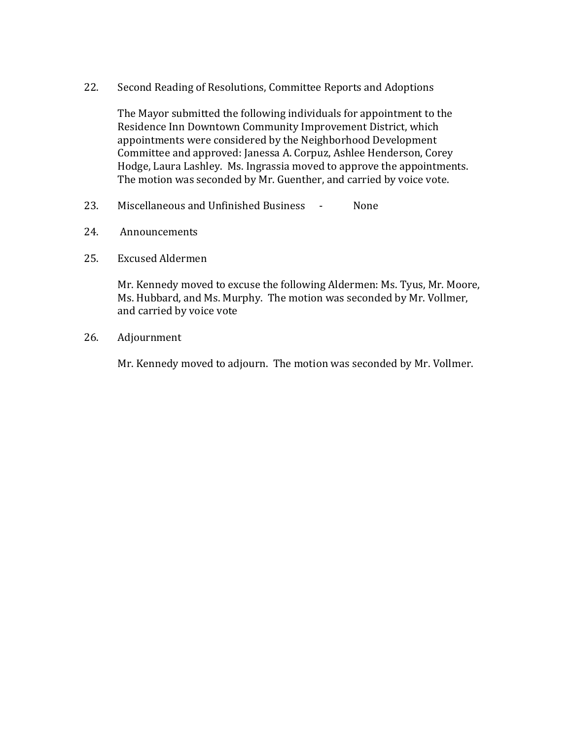22. Second Reading of Resolutions, Committee Reports and Adoptions

    The Mayor submitted the following individuals for appointment to the Residence Inn Downtown Community Improvement District, which appointments were considered by the Neighborhood Development Committee and approved: Janessa A. Corpuz, Ashlee Henderson, Corey Hodge, Laura Lashley. Ms. Ingrassia moved to approve the appointments. The motion was seconded by Mr. Guenther, and carried by voice vote.

23. Miscellaneous and Unfinished Business - None

24. Announcements

25. Excused Aldermen

    Mr. Kennedy moved to excuse the following Aldermen: Ms. Tyus, Mr. Moore, Ms. Hubbard, and Ms. Murphy. The motion was seconded by Mr. Vollmer, and carried by voice vote

26. Adjournment

    Mr. Kennedy moved to adjourn. The motion was seconded by Mr. Vollmer.